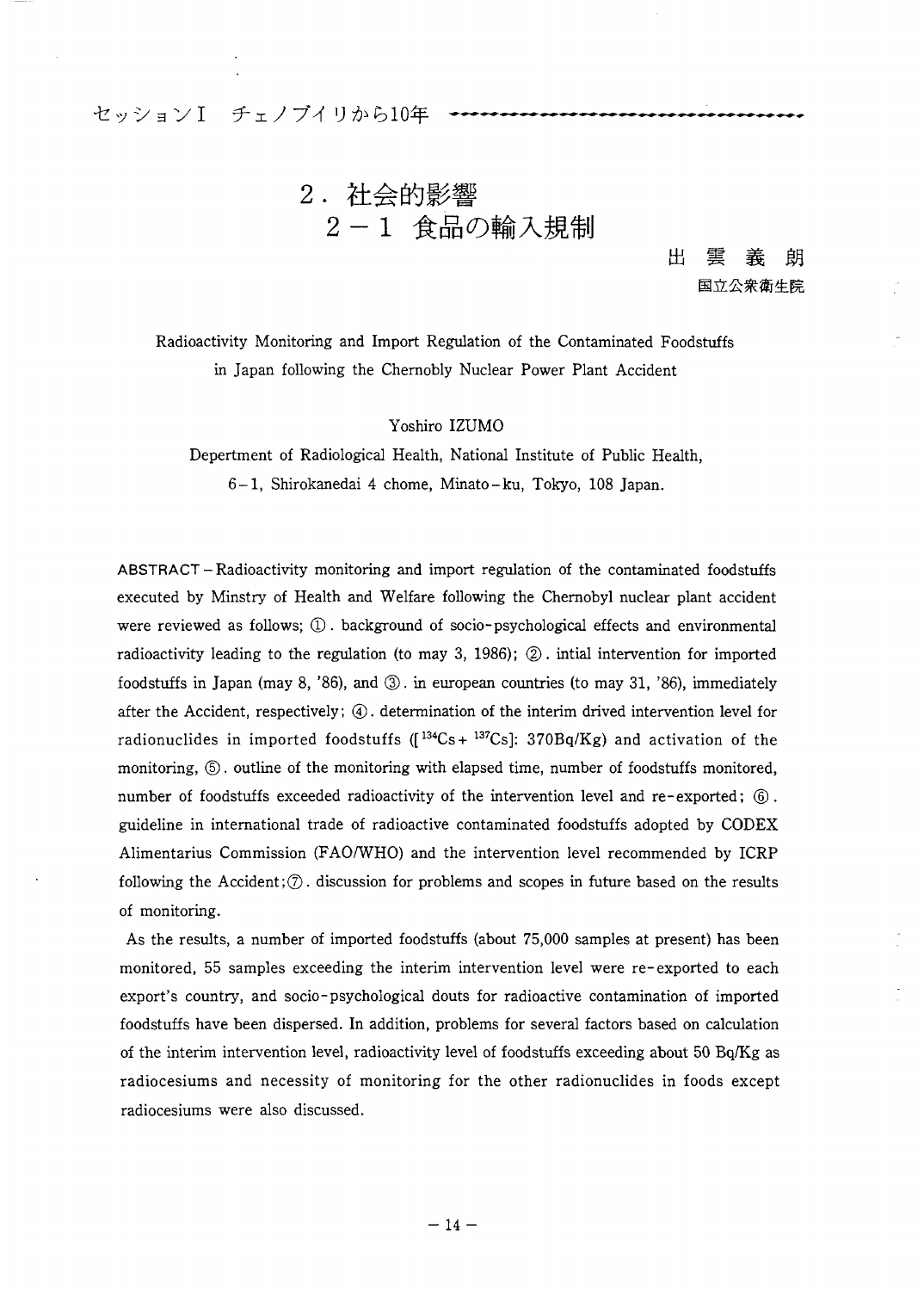セッションⅠ　チェノブイリから10年

# 2．社会的影響
## 2－1　食品の輸入規制

出雲義朗
国立公衆衛生院

Radioactivity Monitoring and Import Regulation of the Contaminated Foodstuffs in Japan following the Chernobly Nuclear Power Plant Accident

Yoshiro IZUMO

Depertment of Radiological Health, National Institute of Public Health, 6-1, Shirokanedai 4 chome, Minato-ku, Tokyo, 108 Japan.

ABSTRACT－Radioactivity monitoring and import regulation of the contaminated foodstuffs executed by Minstry of Health and Welfare following the Chernobyl nuclear plant accident were reviewed as follows; ①. background of socio-psychological effects and environmental radioactivity leading to the regulation (to may 3, 1986); ②. intial intervention for imported foodstuffs in Japan (may 8, '86), and ③. in european countries (to may 31, '86), immediately after the Accident, respectively; ④. determination of the interim drived intervention level for radionuclides in imported foodstuffs ([$^{134}$Cs + $^{137}$Cs]: 370Bq/Kg) and activation of the monitoring, ⑤. outline of the monitoring with elapsed time, number of foodstuffs monitored, number of foodstuffs exceeded radioactivity of the intervention level and re-exported; ⑥. guideline in international trade of radioactive contaminated foodstuffs adopted by CODEX Alimentarius Commission (FAO/WHO) and the intervention level recommended by ICRP following the Accident;⑦. discussion for problems and scopes in future based on the results of monitoring.

As the results, a number of imported foodstuffs (about 75,000 samples at present) has been monitored, 55 samples exceeding the interim intervention level were re-exported to each export's country, and socio-psychological douts for radioactive contamination of imported foodstuffs have been dispersed. In addition, problems for several factors based on calculation of the interim intervention level, radioactivity level of foodstuffs exceeding about 50 Bq/Kg as radiocesiums and necessity of monitoring for the other radionuclides in foods except radiocesiums were also discussed.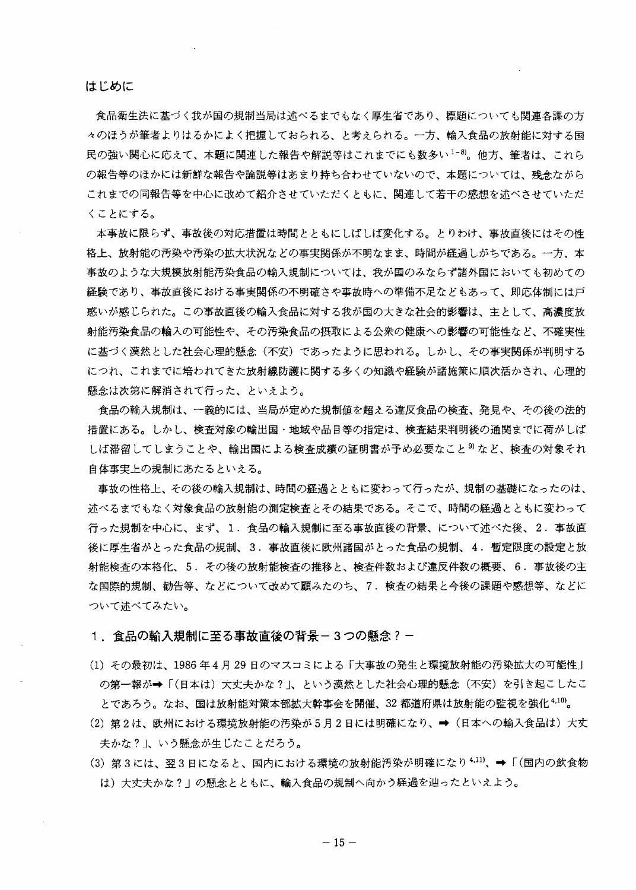## はじめに

食品衛生法に基づく我が国の規制当局は述べるまでもなく厚生省であり、標題についても関連各課の方々のほうが筆者よりはるかによく把握しておられる、と考えられる。一方、輸入食品の放射能に対する国民の強い関心に応えて、本題に関連した報告や解説等はこれまでにも数多い[1-8]。他方、筆者は、これらの報告等のほかには新鮮な報告や論説等はあまり持ち合わせていないので、本題については、残念ながらこれまでの同報告等を中心に改めて紹介させていただくともに、関連して若干の感想を述べさせていただくことにする。

本事故に限らず、事故後の対応措置は時間とともにしばしば変化する。とりわけ、事故直後にはその性格上、放射能の汚染や汚染の拡大状況などの事実関係が不明なまま、時間が経過しがちである。一方、本事故のような大規模放射能汚染食品の輸入規制については、我が国のみならず諸外国においても初めての経験であり、事故直後における事実関係の不明確さや事故時への準備不足などもあって、即応体制には戸惑いが感じられた。この事故直後の輸入食品に対する我が国の大きな社会的影響は、主として、高濃度放射能汚染食品の輸入の可能性や、その汚染食品の摂取による公衆の健康への影響の可能性など、不確実性に基づく漠然とした社会心理的懸念（不安）であったように思われる。しかし、その事実関係が判明するにつれ、これまでに培われてきた放射線防護に関する多くの知識や経験が諸施策に順次活かされ、心理的懸念は次第に解消されて行った、といえよう。

食品の輸入規制は、一義的には、当局が定めた規制値を超える違反食品の検査、発見や、その後の法的措置にある。しかし、検査対象の輸出国・地域や品目等の指定は、検査結果判明後の通関までに荷がしばしば滞留してしまうことや、輸出国による検査成績の証明書が予め必要なこと[9]など、検査の対象それ自体事実上の規制にあたるといえる。

事故の性格上、その後の輸入規制は、時間の経過とともに変わって行ったが、規制の基礎になったのは、述べるまでもなく対象食品の放射能の測定検査とその結果である。そこで、時間の経過とともに変わって行った規制を中心に、まず、1．食品の輸入規制に至る事故直後の背景、について述べた後、2．事故直後に厚生省がとった食品の規制、3．事故直後に欧州諸国がとった食品の規制、4．暫定限度の設定と放射能検査の本格化、5．その後の放射能検査の推移と、検査件数および違反件数の概要、6．事故後の主な国際的規制、勧告等、などについて改めて顧みたのち、7．検査の結果と今後の課題や感想等、などについて述べてみたい。

## 1．食品の輸入規制に至る事故直後の背景－3つの懸念？－

(1) その最初は、1986年4月29日のマスコミによる「大事故の発生と環境放射能の汚染拡大の可能性」の第一報が➡「(日本は) 大丈夫かな？」、という漠然とした社会心理的懸念（不安）を引き起こしたことであろう。なお、国は放射能対策本部拡大幹事会を開催、32都道府県は放射能の監視を強化[4,10]。

(2) 第2は、欧州における環境放射能の汚染が5月2日には明確になり、➡（日本への輸入食品は）大丈夫かな？」、いう懸念が生じたことだろう。

(3) 第3には、翌3日になると、国内における環境の放射能汚染が明確になり[4,11]、➡「(国内の飲食物は) 大丈夫かな？」の懸念とともに、輸入食品の規制へ向かう経過を辿ったといえよう。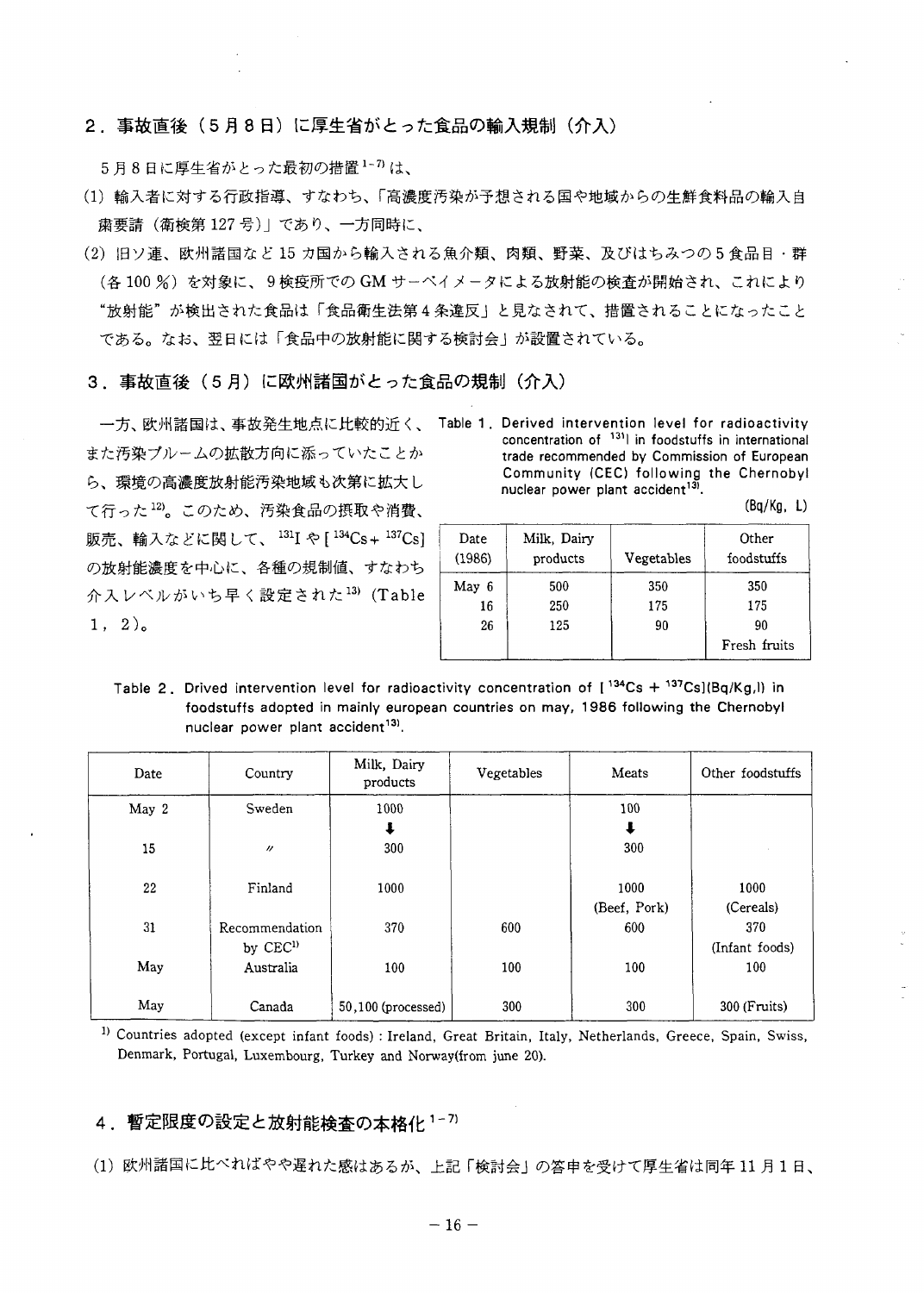## 2．事故直後（5月8日）に厚生省がとった食品の輸入規制（介入）

5月8日に厚生省がとった最初の措置[1-7]は、

(1) 輸入者に対する行政指導、すなわち、「高濃度汚染が予想される国や地域からの生鮮食料品の輸入自粛要請（衛検第127号）」であり、一方同時に、

(2) 旧ソ連、欧州諸国など15カ国から輸入される魚介類、肉類、野菜、及びはちみつの5食品目・群（各100％）を対象に、9検疫所でのGMサーベイメータによる放射能の検査が開始され、これにより"放射能"が検出された食品は「食品衛生法第4条違反」と見なされて、措置されることになったことである。なお、翌日には「食品中の放射能に関する検討会」が設置されている。

## 3．事故直後（5月）に欧州諸国がとった食品の規制（介入）

一方、欧州諸国は、事故発生地点に比較的近く、また汚染プルームの拡散方向に添っていたことから、環境の高濃度放射能汚染地域も次第に拡大して行った[12]。このため、汚染食品の摂取や消費、販売、輸入などに関して、$^{131}I$ や [$^{134}Cs$＋$^{137}Cs$] の放射能濃度を中心に、各種の規制値、すなわち介入レベルがいち早く設定された[13]（Table 1, 2)。

Table 1. Derived intervention level for radioactivity concentration of $^{131}I$ in foodstuffs in international trade recommended by Commission of European Community (CEC) following the Chernobyl nuclear power plant accident[13].

(Bq/Kg, L)

| Date (1986) | Milk, Dairy products | Vegetables | Other foodstuffs |
|---|---|---|---|
| May 6 | 500 | 350 | 350 |
| 16 | 250 | 175 | 175 |
| 26 | 125 | 90 | 90 Fresh fruits |

Table 2. Drived intervention level for radioactivity concentration of [$^{134}Cs$ + $^{137}Cs$](Bq/Kg,l) in foodstuffs adopted in mainly european countries on may, 1986 following the Chernobyl nuclear power plant accident[13].

| Date | Country | Milk, Dairy products | Vegetables | Meats | Other foodstuffs |
|---|---|---|---|---|---|
| May 2 | Sweden | 1000 ↓ | | 100 ↓ | |
| 15 | 〃 | 300 | | 300 | |
| 22 | Finland | 1000 | | 1000 (Beef, Pork) | 1000 (Cereals) |
| 31 | Recommendation by CEC[1)] | 370 | 600 | 600 | 370 (Infant foods) |
| May | Australia | 100 | 100 | 100 | 100 |
| May | Canada | 50,100 (processed) | 300 | 300 | 300 (Fruits) |

1) Countries adopted (except infant foods) : Ireland, Great Britain, Italy, Netherlands, Greece, Spain, Swiss, Denmark, Portugal, Luxembourg, Turkey and Norway(from june 20).

## 4．暫定限度の設定と放射能検査の本格化[1-7]

(1) 欧州諸国に比べればやや遅れた感はあるが、上記「検討会」の答申を受けて厚生省は同年11月1日、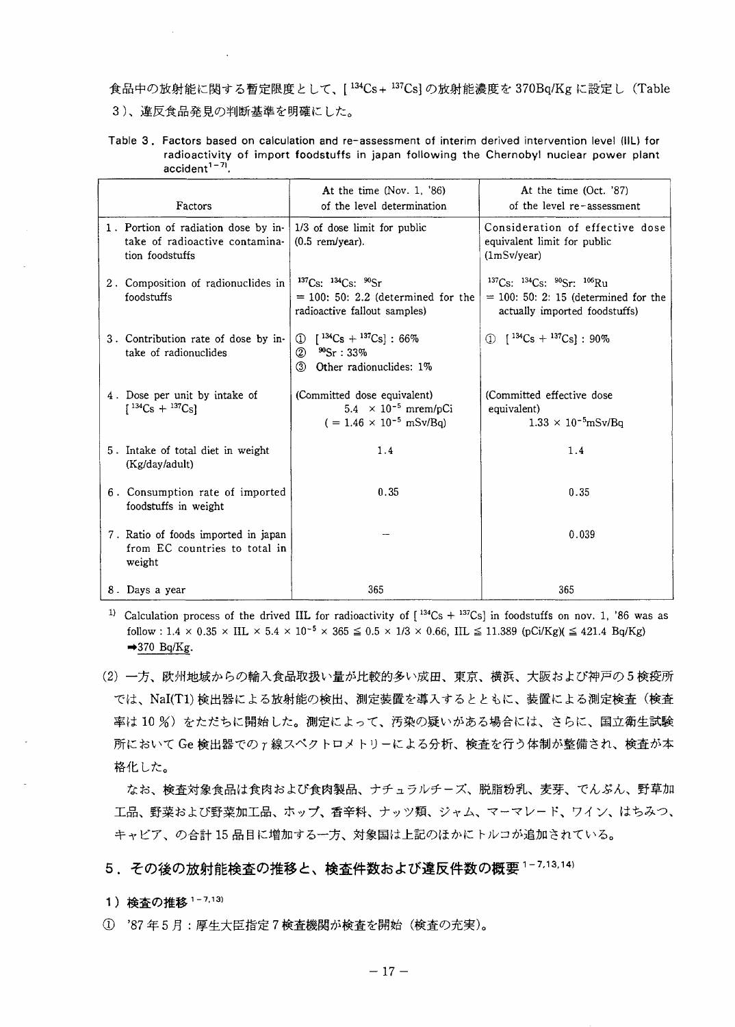食品中の放射能に関する暫定限度として、[$^{134}Cs$ + $^{137}Cs$] の放射能濃度を 370Bq/Kg に設定し（Table 3）、違反食品発見の判断基準を明確にした。

Table 3. Factors based on calculation and re-assessment of interim derived intervention level (IIL) for radioactivity of import foodstuffs in japan following the Chernobyl nuclear power plant accident[1-7].

| Factors | At the time (Nov. 1, '86) of the level determination | At the time (Oct. '87) of the level re-assessment |
|---|---|---|
| 1. Portion of radiation dose by intake of radioactive contamination foodstuffs | 1/3 of dose limit for public (0.5 rem/year). | Consideration of effective dose equivalent limit for public (1mSv/year) |
| 2. Composition of radionuclides in foodstuffs | $^{137}Cs$: $^{134}Cs$: $^{90}Sr$ = 100: 50: 2.2 (determined for the radioactive fallout samples) | $^{137}Cs$: $^{134}Cs$: $^{90}Sr$: $^{106}Ru$ = 100: 50: 2: 15 (determined for the actually imported foodstuffs) |
| 3. Contribution rate of dose by intake of radionuclides | ① [$^{134}Cs$ + $^{137}Cs$] : 66% ② $^{90}Sr$ : 33% ③ Other radionuclides: 1% | ① [$^{134}Cs$ + $^{137}Cs$] : 90% |
| 4. Dose per unit by intake of [$^{134}Cs$ + $^{137}Cs$] | (Committed dose equivalent) $5.4 \times 10^{-5}$ mrem/pCi ($= 1.46 \times 10^{-5}$ mSv/Bq) | (Committed effective dose equivalent) $1.33 \times 10^{-5}$mSv/Bq |
| 5. Intake of total diet in weight (Kg/day/adult) | 1.4 | 1.4 |
| 6. Consumption rate of imported foodstuffs in weight | 0.35 | 0.35 |
| 7. Ratio of foods imported in japan from EC countries to total in weight | − | 0.039 |
| 8. Days a year | 365 | 365 |

[1] Calculation process of the drived IIL for radioactivity of [$^{134}Cs$ + $^{137}Cs$] in foodstuffs on nov. 1, '86 was as follow : $1.4 \times 0.35 \times \text{IIL} \times 5.4 \times 10^{-5} \times 365 \leqq 0.5 \times 1/3 \times 0.66$, IIL $\leqq$ 11.389 (pCi/Kg)( $\leqq$ 421.4 Bq/Kg) →370 Bq/Kg.

(2) 一方、欧州地域からの輸入食品取扱い量が比較的多い成田、東京、横浜、大阪および神戸の5検疫所では、NaI(Tl) 検出器による放射能の検出、測定装置を導入するとともに、装置による測定検査（検査率は 10 %）をただちに開始した。測定によって、汚染の疑いがある場合には、さらに、国立衛生試験所において Ge 検出器での $\gamma$ 線スペクトロメトリーによる分析、検査を行う体制が整備され、検査が本格化した。

なお、検査対象食品は食肉および食肉製品、ナチュラルチーズ、脱脂粉乳、麦芽、でんぷん、野草加工品、野菜および野菜加工品、ホップ、香辛料、ナッツ類、ジャム、マーマレード、ワイン、はちみつ、キャビア、の合計 15 品目に増加する一方、対象国は上記のほかにトルコが追加されている。

## 5. その後の放射能検査の推移と、検査件数および違反件数の概要[1-7,13,14]

### 1) 検査の推移[1-7,13]

① '87 年 5 月：厚生大臣指定 7 検査機関が検査を開始（検査の充実）。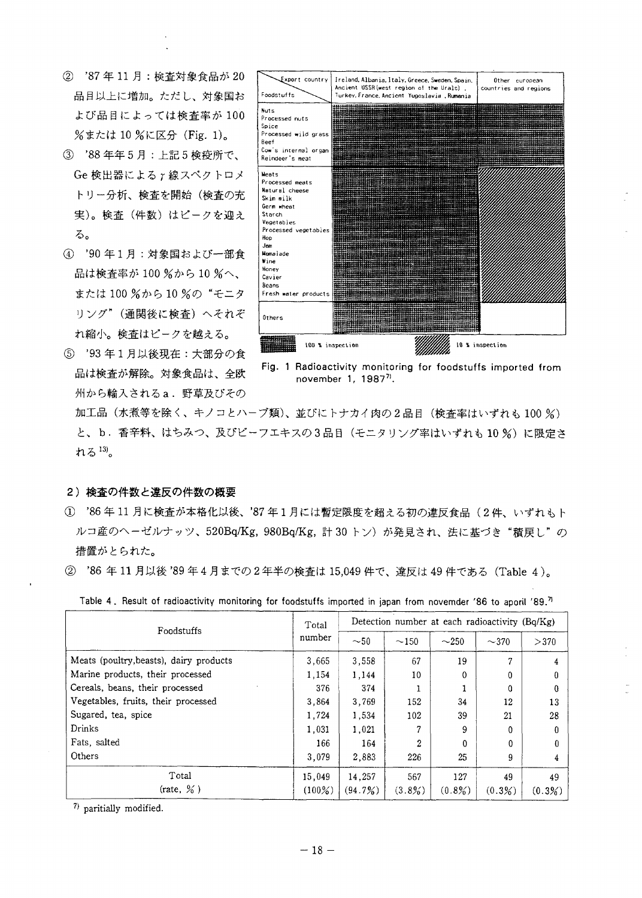② '87 年 11 月：検査対象食品が 20 品目以上に増加。ただし、対象国および品目によっては検査率が 100 %または 10 %に区分 (Fig. 1)。

③ '88 年年 5 月：上記 5 検疫所で、Ge 検出器による γ 線スペクトロメトリー分析、検査を開始（検査の充実)。検査（件数）はピークを迎える。

④ '90 年 1 月：対象国および一部食品は検査率が 100 %から 10 %へ、または 100 %から 10 %の "モニタリング"（通関後に検査）へそれぞれ縮小。検査はピークを越える。

⑤ '93 年 1 月以後現在：大部分の食品は検査が解除。対象食品は、全欧州から輸入される a．野草及びその加工品（水煮等を除く、キノコとハーブ類)、並びにトナカイ肉の 2 品目（検査率はいずれも 100 %）と、b．香辛料、はちみつ、及びビーフエキスの 3 品目（モニタリング率はいずれも 10 %）に限定される[13]。

| Foodstuffs \ Export country | Ireland, Albania, Italy, Greece, Sweden, Spain, Ancient USSR (west region of the Urals), Turkey, France, Ancient Yugoslavia, Rumania | Other european countries and regions |
|---|---|---|
| Nuts, Processed nuts, Spice, Processed wild grass, Beef, Cow's internal organ, Reindeer's meat | 100 % inspection | 100 % inspection |
| Meats, Processed meats, Natural cheese, Skim milk, Germ wheat, Starch, Vegetables, Processed vegetables, Hop, Jam, Marmalade, Wine, Honey, Caviar, Beans, Fresh water products | 100 % inspection | 10 % inspection |
| Others | 100 % inspection | |

Fig. 1 Radioactivity monitoring for foodstuffs imported from november 1, 1987[7].

## 2）検査の件数と違反の件数の概要

① '86 年 11 月に検査が本格化以後、'87 年 1 月には暫定限度を超える初の違反食品（2 件、いずれもトルコ産のヘーゼルナッツ、520Bq/Kg, 980Bq/Kg, 計 30 トン）が発見され、法に基づき "積戻し" の措置がとられた。

② '86 年 11 月以後 '89 年 4 月までの 2 年半の検査は 15,049 件で、違反は 49 件である（Table 4）。

Table 4. Result of radioactivity monitoring for foodstuffs imported in japan from novemder '86 to aporil '89.[7]

| Foodstuffs | Total number | Detection number at each radioactivity (Bq/Kg) | | | | |
|---|---|---|---|---|---|---|
| | | ~50 | ~150 | ~250 | ~370 | >370 |
| Meats (poultry, beasts), dairy products | 3,665 | 3,558 | 67 | 19 | 7 | 4 |
| Marine products, their processed | 1,154 | 1,144 | 10 | 0 | 0 | 0 |
| Cereals, beans, their processed | 376 | 374 | 1 | 1 | 0 | 0 |
| Vegetables, fruits, their processed | 3,864 | 3,769 | 152 | 34 | 12 | 13 |
| Sugared, tea, spice | 1,724 | 1,534 | 102 | 39 | 21 | 28 |
| Drinks | 1,031 | 1,021 | 7 | 9 | 0 | 0 |
| Fats, salted | 166 | 164 | 2 | 0 | 0 | 0 |
| Others | 3,079 | 2,883 | 226 | 25 | 9 | 4 |
| Total (rate, %) | 15,049 (100%) | 14,257 (94.7%) | 567 (3.8%) | 127 (0.8%) | 49 (0.3%) | 49 (0.3%) |

[7] paritially modified.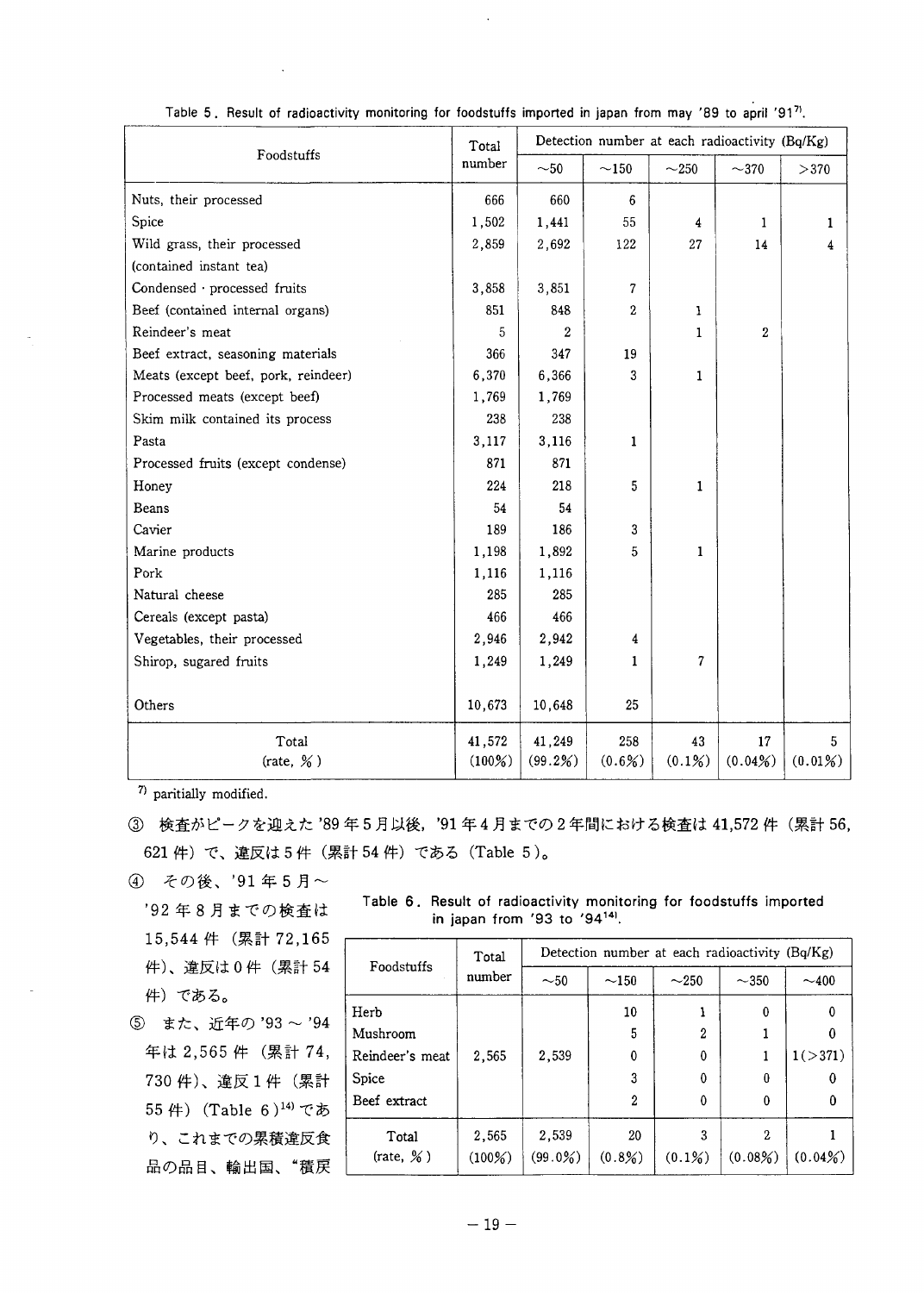Table 5. Result of radioactivity monitoring for foodstuffs imported in japan from may '89 to april '91[7].

| Foodstuffs | Total number | Detection number at each radioactivity (Bq/Kg) | | | | |
|---|---|---|---|---|---|---|
| | | ~50 | ~150 | ~250 | ~370 | >370 |
| Nuts, their processed | 666 | 660 | 6 | | | |
| Spice | 1,502 | 1,441 | 55 | 4 | 1 | 1 |
| Wild grass, their processed (contained instant tea) | 2,859 | 2,692 | 122 | 27 | 14 | 4 |
| Condensed · processed fruits | 3,858 | 3,851 | 7 | | | |
| Beef (contained internal organs) | 851 | 848 | 2 | 1 | | |
| Reindeer's meat | 5 | 2 | | 1 | 2 | |
| Beef extract, seasoning materials | 366 | 347 | 19 | | | |
| Meats (except beef, pork, reindeer) | 6,370 | 6,366 | 3 | 1 | | |
| Processed meats (except beef) | 1,769 | 1,769 | | | | |
| Skim milk contained its process | 238 | 238 | | | | |
| Pasta | 3,117 | 3,116 | 1 | | | |
| Processed fruits (except condense) | 871 | 871 | | | | |
| Honey | 224 | 218 | 5 | 1 | | |
| Beans | 54 | 54 | | | | |
| Cavier | 189 | 186 | 3 | | | |
| Marine products | 1,198 | 1,892 | 5 | 1 | | |
| Pork | 1,116 | 1,116 | | | | |
| Natural cheese | 285 | 285 | | | | |
| Cereals (except pasta) | 466 | 466 | | | | |
| Vegetables, their processed | 2,946 | 2,942 | 4 | | | |
| Shirop, sugared fruits | 1,249 | 1,249 | 1 | 7 | | |
| Others | 10,673 | 10,648 | 25 | | | |
| Total (rate, %) | 41,572 (100%) | 41,249 (99.2%) | 258 (0.6%) | 43 (0.1%) | 17 (0.04%) | 5 (0.01%) |

[7] paritially modified.

③ 検査がピークを迎えた'89年5月以後，'91年4月までの2年間における検査は41,572件（累計56,621件）で、違反は5件（累計54件）である（Table 5）。

④ その後、'91年5月～'92年8月までの検査は15,544件（累計72,165件）、違反は0件（累計54件）である。

⑤ また、近年の'93～'94年は2,565件（累計74,730件）、違反1件（累計55件）（Table 6）[14]であり、これまでの累積違反食品の品目、輸出国、"積戻

Table 6. Result of radioactivity monitoring for foodstuffs imported in japan from '93 to '94[14].

| Foodstuffs | Total number | Detection number at each radioactivity (Bq/Kg) | | | | |
|---|---|---|---|---|---|---|
| | | ~50 | ~150 | ~250 | ~350 | ~400 |
| Herb | | | 10 | 1 | 0 | 0 |
| Mushroom | | | 5 | 2 | 1 | 0 |
| Reindeer's meat | 2,565 | 2,539 | 0 | 0 | 1 | 1(>371) |
| Spice | | | 3 | 0 | 0 | 0 |
| Beef extract | | | 2 | 0 | 0 | 0 |
| Total (rate, %) | 2,565 (100%) | 2,539 (99.0%) | 20 (0.8%) | 3 (0.1%) | 2 (0.08%) | 1 (0.04%) |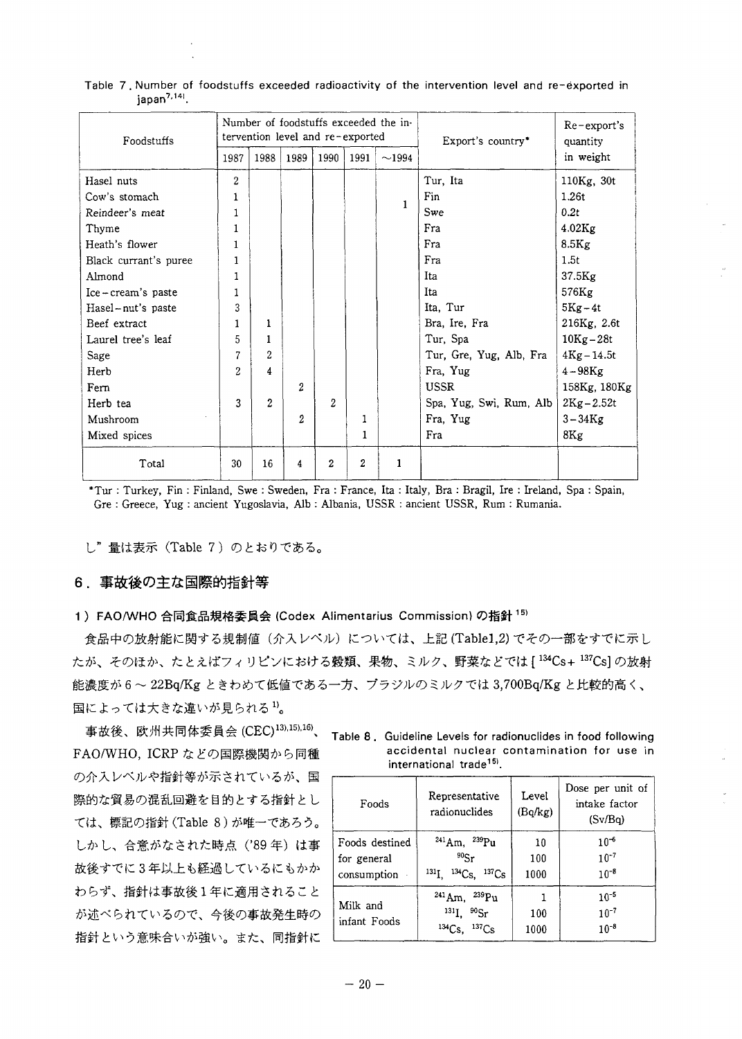Table 7. Number of foodstuffs exceeded radioactivity of the intervention level and re-exported in japan[7,14].

| Foodstuffs | Number of foodstuffs exceeded the intervention level and re-exported | | | | | | Export's country* | Re-export's quantity in weight |
|---|---|---|---|---|---|---|---|---|
| | 1987 | 1988 | 1989 | 1990 | 1991 | ~1994 | | |
| Hasel nuts | 2 | | | | | | Tur, Ita | 110Kg, 30t |
| Cow's stomach | 1 | | | | | 1 | Fin | 1.26t |
| Reindeer's meat | 1 | | | | | | Swe | 0.2t |
| Thyme | 1 | | | | | | Fra | 4.02Kg |
| Heath's flower | 1 | | | | | | Fra | 8.5Kg |
| Black currant's puree | 1 | | | | | | Fra | 1.5t |
| Almond | 1 | | | | | | Ita | 37.5Kg |
| Ice-cream's paste | 1 | | | | | | Ita | 576Kg |
| Hasel-nut's paste | 3 | | | | | | Ita, Tur | 5Kg-4t |
| Beef extract | 1 | 1 | | | | | Bra, Ire, Fra | 216Kg, 2.6t |
| Laurel tree's leaf | 5 | 1 | | | | | Tur, Spa | 10Kg-28t |
| Sage | 7 | 2 | | | | | Tur, Gre, Yug, Alb, Fra | 4Kg-14.5t |
| Herb | 2 | 4 | | | | | Fra, Yug | 4-98Kg |
| Fern | | | 2 | | | | USSR | 158Kg, 180Kg |
| Herb tea | 3 | 2 | | 2 | | | Spa, Yug, Swi, Rum, Alb | 2Kg-2.52t |
| Mushroom | | | 2 | | 1 | | Fra, Yug | 3-34Kg |
| Mixed spices | | | | | 1 | | Fra | 8Kg |
| Total | 30 | 16 | 4 | 2 | 2 | 1 | | |

*Tur : Turkey, Fin : Finland, Swe : Sweden, Fra : France, Ita : Italy, Bra : Bragil, Ire : Ireland, Spa : Spain, Gre : Greece, Yug : ancient Yugoslavia, Alb : Albania, USSR : ancient USSR, Rum : Rumania.

し" 量は表示 (Table 7) のとおりである。

## 6. 事故後の主な国際的指針等

### 1) FAO/WHO 合同食品規格委員会 (Codex Alimentarius Commission) の指針[15]

食品中の放射能に関する規制値 (介入レベル) については、上記 (Table1,2) でその一部をすでに示したが、そのほか、たとえばフィリピンにおける穀類、果物、ミルク、野菜などでは [$^{134}Cs + ^{137}Cs$] の放射能濃度が 6 ~ 22Bq/Kg ときわめて低値である一方、ブラジルのミルクでは 3,700Bq/Kg と比較的高く、国によっては大きな違いが見られる[1]。

事故後、欧州共同体委員会 (CEC)[13,15,16]、FAO/WHO, ICRP などの国際機関から同種の介入レベルや指針等が示されているが、国際的な貿易の混乱回避を目的とする指針としては、標記の指針 (Table 8) が唯一であろう。しかし、合意がなされた時点 ('89 年) は事故後すでに 3 年以上も経過しているにもかかわらず、指針は事故後 1 年に適用されることが述べられているので、今後の事故発生時の指針という意味合いが強い。また、同指針に

Table 8. Guideline Levels for radionuclides in food following accidental nuclear contamination for use in international trade[15].

| Foods | Representative radionuclides | Level (Bq/kg) | Dose per unit of intake factor (Sv/Bq) |
|---|---|---|---|
| Foods destined for general consumption | $^{241}Am$, $^{239}Pu$ | 10 | $10^{-6}$ |
| | $^{90}Sr$ | 100 | $10^{-7}$ |
| | $^{131}I$, $^{134}Cs$, $^{137}Cs$ | 1000 | $10^{-8}$ |
| Milk and infant Foods | $^{241}Am$, $^{239}Pu$ | 1 | $10^{-5}$ |
| | $^{131}I$, $^{90}Sr$ | 100 | $10^{-7}$ |
| | $^{134}Cs$, $^{137}Cs$ | 1000 | $10^{-8}$ |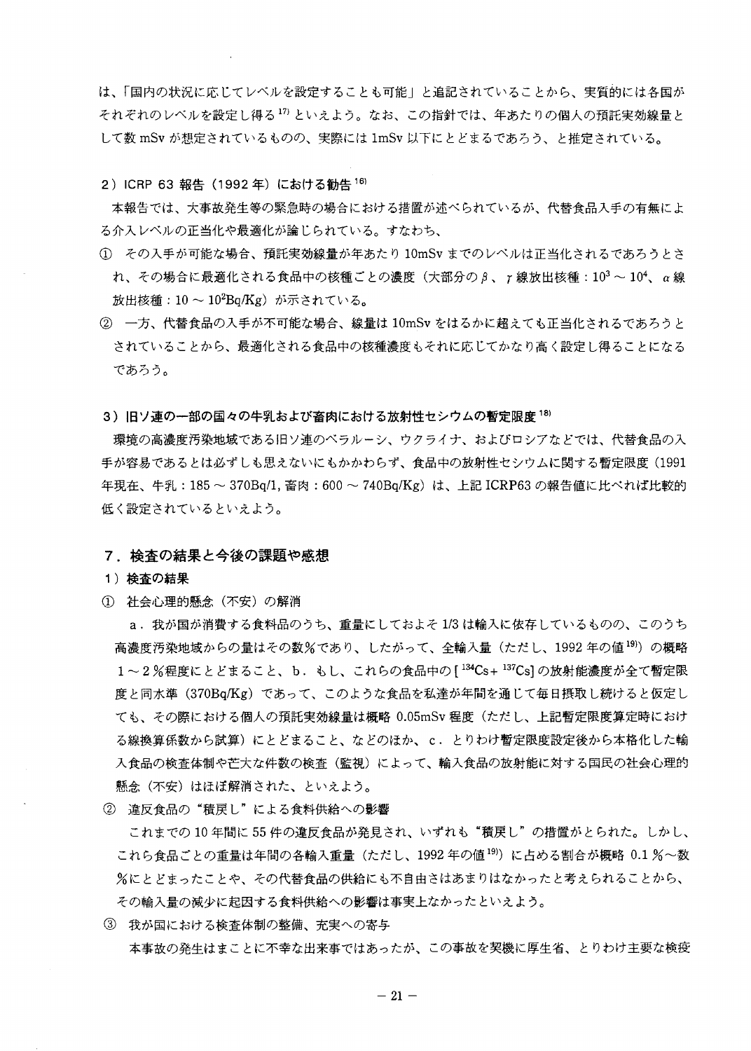は、「国内の状況に応じてレベルを設定することも可能」と追記されていることから、実質的には各国がそれぞれのレベルを設定し得る[17]といえよう。なお、この指針では、年あたりの個人の預託実効線量として数 mSv が想定されているものの、実際には 1mSv 以下にとどまるであろう、と推定されている。

### 2）ICRP 63 報告（1992 年）における勧告[16]

本報告では、大事故発生等の緊急時の場合における措置が述べられているが、代替食品入手の有無による介入レベルの正当化や最適化が論じられている。すなわち、

① その入手が可能な場合、預託実効線量が年あたり 10mSv までのレベルは正当化されるであろうとされ、その場合に最適化される食品中の核種ごとの濃度（大部分の $\beta$、$\gamma$ 線放出核種：$10^3$ ～ $10^4$、$\alpha$ 線放出核種：10 ～ $10^2$Bq/Kg）が示されている。

② 一方、代替食品の入手が不可能な場合、線量は 10mSv をはるかに超えても正当化されるであろうとされていることから、最適化される食品中の核種濃度もそれに応じてかなり高く設定し得ることになるであろう。

### 3）旧ソ連の一部の国々の牛乳および畜肉における放射性セシウムの暫定限度[18]

環境の高濃度汚染地域である旧ソ連のベラルーシ、ウクライナ、およびロシアなどでは、代替食品の入手が容易であるとは必ずしも思えないにもかかわらず、食品中の放射性セシウムに関する暫定限度（1991 年現在、牛乳：185 ～ 370Bq/l, 畜肉：600 ～ 740Bq/Kg）は、上記 ICRP63 の報告値に比べれば比較的低く設定されているといえよう。

## 7．検査の結果と今後の課題や感想

### 1）検査の結果

① 社会心理的懸念（不安）の解消

a．我が国が消費する食料品のうち、重量にしておよそ 1/3 は輸入に依存しているものの、このうち高濃度汚染地域からの量はその数％であり、したがって、全輸入量（ただし、1992 年の値[19]）の概略 1～2％程度にとどまること、b．もし、これらの食品中の [$^{134}$Cs+ $^{137}$Cs] の放射能濃度が全て暫定限度と同水準（370Bq/Kg）であって、このような食品を私達が年間を通じて毎日摂取し続けると仮定しても、その際における個人の預託実効線量は概略 0.05mSv 程度（ただし、上記暫定限度算定時における線換算係数から試算）にとどまること、などのほか、c．とりわけ暫定限度設定後から本格化した輸入食品の検査体制や芒大な件数の検査（監視）によって、輸入食品の放射能に対する国民の社会心理的懸念（不安）はほぼ解消された、といえよう。

② 違反食品の“積戻し”による食料供給への影響

これまでの 10 年間に 55 件の違反食品が発見され、いずれも“積戻し”の措置がとられた。しかし、これら食品ごとの重量は年間の各輸入重量（ただし、1992 年の値[19]）に占める割合が概略 0.1％～数％にとどまったことや、その代替食品の供給にも不自由さはあまりはなかったと考えられることから、その輸入量の減少に起因する食料供給への影響は事実上なかったといえよう。

③ 我が国における検査体制の整備、充実への寄与

本事故の発生はまことに不幸な出来事ではあったが、この事故を契機に厚生省、とりわけ主要な検疫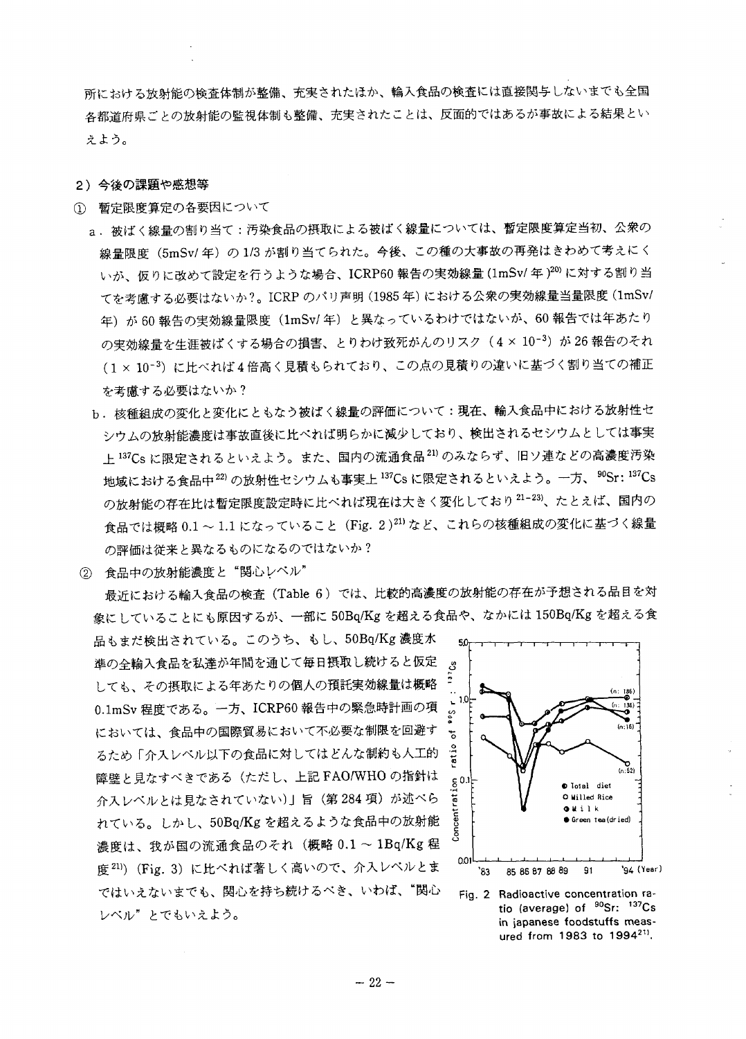所における放射能の検査体制が整備、充実されたほか、輸入食品の検査には直接関与しないまでも全国各都道府県ごとの放射能の監視体制も整備、充実されたことは、反面的ではあるが事故による結果といえよう。

### 2）今後の課題や感想等

① 暫定限度算定の各要因について

a．被ばく線量の割り当て：汚染食品の摂取による被ばく線量については、暫定限度算定当初、公衆の線量限度（5mSv/年）の1/3が割り当てられた。今後、この種の大事故の再発はきわめて考えにくいが、仮りに改めて設定を行うような場合、ICRP60報告の実効線量（1mSv/年）[20]に対する割り当てを考慮する必要はないか?。ICRPのパリ声明（1985年）における公衆の実効線量当量限度（1mSv/年）が60報告の実効線量限度（1mSv/年）と異なっているわけではないが、60報告では年あたりの実効線量を生涯被ばくする場合の損害、とりわけ致死がんのリスク（$4 \times 10^{-3}$）が26報告のそれ（$1 \times 10^{-3}$）に比べれば4倍高く見積もられており、この点の見積りの違いに基づく割り当ての補正を考慮する必要はないか？

b．核種組成の変化と変化にともなう被ばく線量の評価について：現在、輸入食品中における放射性セシウムの放射能濃度は事故直後に比べれば明らかに減少しており、検出されるセシウムとしては事実上$^{137}$Csに限定されるといえよう。また、国内の流通食品[21]のみならず、旧ソ連などの高濃度汚染地域における食品中[22]の放射性セシウムも事実上$^{137}$Csに限定されるといえよう。一方、$^{90}$Sr：$^{137}$Csの放射能の存在比は暫定限度設定時に比べれば現在は大きく変化しており[21-23]、たとえば、国内の食品では概略0.1～1.1になっていること（Fig. 2）[21]など、これらの核種組成の変化に基づく線量の評価は従来と異なるものになるのではないか？

② 食品中の放射能濃度と"関心レベル"

最近における輸入食品の検査（Table 6）では、比較的高濃度の放射能の存在が予想される品目を対象にしていることにも原因するが、一部に50Bq/Kgを超える食品や、なかには150Bq/Kgを超える食品もまだ検出されている。このうち、もし、50Bq/Kg濃度水準の全輸入食品を私達が年間を通じて毎日摂取し続けると仮定しても、その摂取による年あたりの個人の預託実効線量は概略0.1mSv程度である。一方、ICRP60報告中の緊急時計画の項においては、食品中の国際貿易において不必要な制限を回避するため「介入レベル以下の食品に対してはどんな制約も人工的障壁と見なすべきである（ただし、上記FAO/WHOの指針は介入レベルとは見なされていない）」旨（第284項）が述べられている。しかし、50Bq/Kgを超えるような食品中の放射能濃度は、我が国の流通食品のそれ（概略0.1～1Bq/Kg程度[21]）（Fig. 3）に比べれば著しく高いので、介入レベルとまではいえないまでも、関心を持ち続けるべき、いわば、"関心レベル"とでもいえよう。

Fig. 2 Radioactive concentration ratio (average) of $^{90}$Sr: $^{137}$Cs in japanese foodstuffs measured from 1983 to 1994[21].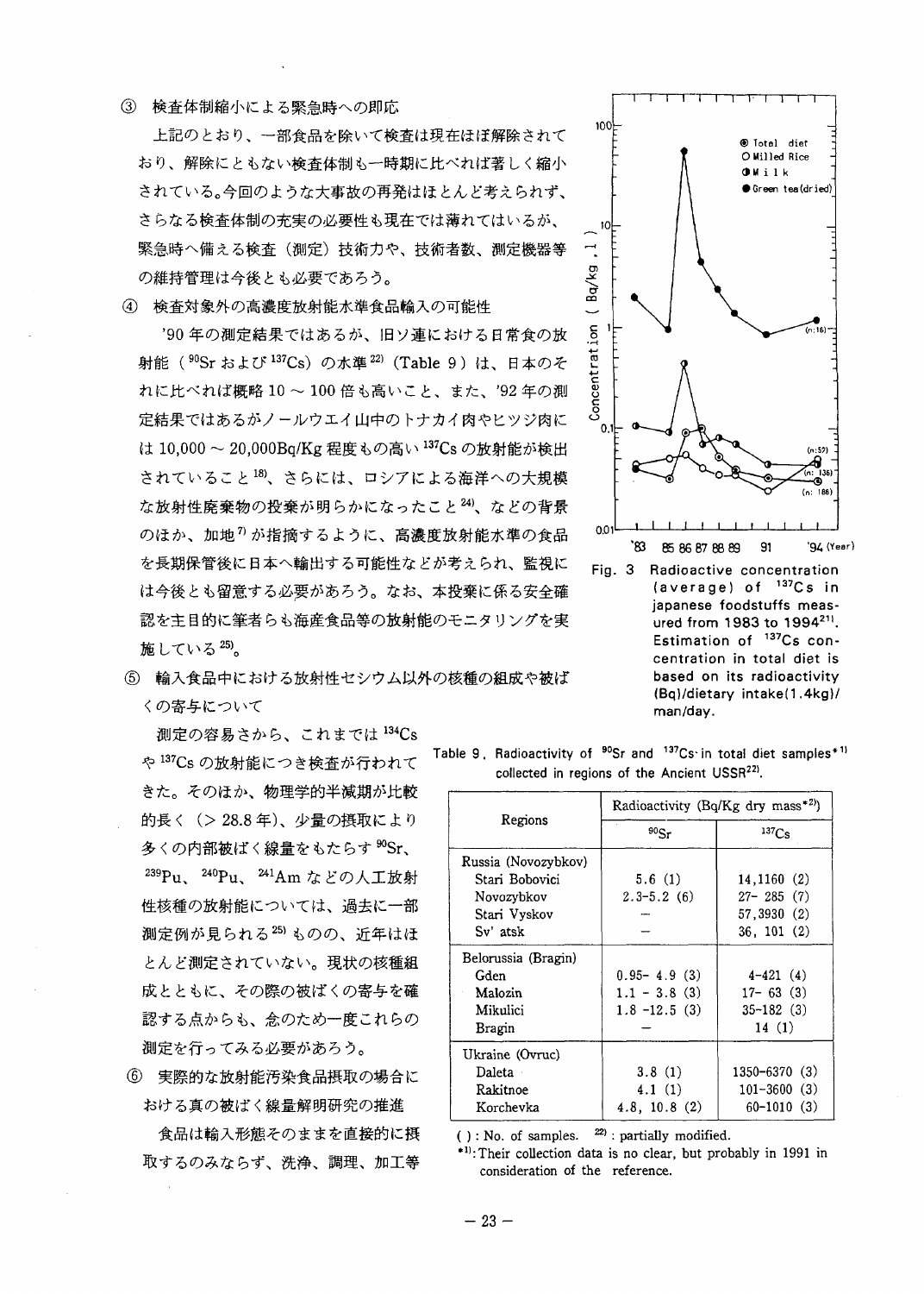③ 検査体制縮小による緊急時への即応

上記のとおり、一部食品を除いて検査は現在ほぼ解除されており、解除にともない検査体制も一時期に比べれば著しく縮小されている。今回のような大事故の再発はほとんど考えられず、さらなる検査体制の充実の必要性も現在では薄れてはいるが、緊急時へ備える検査（測定）技術力や、技術者数、測定機器等の維持管理は今後とも必要であろう。

④ 検査対象外の高濃度放射能水準食品輸入の可能性

'90 年の測定結果ではあるが、旧ソ連における日常食の放射能（$^{90}Sr$ および $^{137}Cs$）の水準[22]（Table 9）は、日本のそれに比べれば概略 10 ～ 100 倍も高いこと、また、'92 年の測定結果ではあるがノールウエイ山中のトナカイ肉やヒツジ肉には 10,000 ～ 20,000Bq/Kg 程度もの高い $^{137}Cs$ の放射能が検出されていること[18]、さらには、ロシアによる海洋への大規模な放射性廃棄物の投棄が明らかになったこと[24]、などの背景のほか、加地[7]が指摘するように、高濃度放射能水準の食品を長期保管後に日本へ輸出する可能性などが考えられ、監視には今後とも留意する必要があろう。なお、本投棄に係る安全確認を主目的に筆者らも海産食品等の放射能のモニタリングを実施している[25]。

⑤ 輸入食品中における放射性セシウム以外の核種の組成や被ばくの寄与について

測定の容易さから、これまでは $^{134}Cs$ や $^{137}Cs$ の放射能につき検査が行われてきた。そのほか、物理学的半減期が比較的長く（> 28.8 年）、少量の摂取により多くの内部被ばく線量をもたらす $^{90}Sr$、$^{239}Pu$、$^{240}Pu$、$^{241}Am$ などの人工放射性核種の放射能については、過去に一部測定例が見られる[25]ものの、近年はほとんど測定されていない。現状の核種組成とともに、その際の被ばくの寄与を確認する点からも、念のため一度これらの測定を行ってみる必要があろう。

⑥ 実際的な放射能汚染食品摂取の場合における真の被ばく線量解明研究の推進

食品は輸入形態そのままを直接的に摂取するのみならず、洗浄、調理、加工等

Concentration ( Bq/kg , l )
100
10
1
0.1
0.01
'83 85 86 87 88 89 91 '94 (Year)
Total diet
Milled Rice
Milk
Green tea(dried)
(n:16)
(n:57)
(n: 136)
(n: 186)

Fig. 3 Radioactive concentration (average) of $^{137}Cs$ in japanese foodstuffs measured from 1983 to 1994[21]. Estimation of $^{137}Cs$ concentration in total diet is based on its radioactivity (Bq)/dietary intake(1.4kg)/man/day.

Table 9. Radioactivity of $^{90}Sr$ and $^{137}Cs$ in total diet samples*1) collected in regions of the Ancient USSR[22].

| Regions | Radioactivity (Bq/Kg dry mass*2)) | |
|---|---|---|
| | $^{90}Sr$ | $^{137}Cs$ |
| Russia (Novozybkov) | | |
| Stari Bobovici | 5.6 (1) | 14,1160 (2) |
| Novozybkov | 2.3-5.2 (6) | 27- 285 (7) |
| Stari Vyskov | — | 57,3930 (2) |
| Sv' atsk | — | 36, 101 (2) |
| Belorussia (Bragin) | | |
| Gden | 0.95- 4.9 (3) | 4-421 (4) |
| Malozin | 1.1 - 3.8 (3) | 17- 63 (3) |
| Mikulici | 1.8 -12.5 (3) | 35-182 (3) |
| Bragin | — | 14 (1) |
| Ukraine (Ovruc) | | |
| Daleta | 3.8 (1) | 1350-6370 (3) |
| Rakitnoe | 4.1 (1) | 101-3600 (3) |
| Korchevka | 4.8, 10.8 (2) | 60-1010 (3) |

( ) : No. of samples. 22) : partially modified.

*1): Their collection data is no clear, but probably in 1991 in consideration of the reference.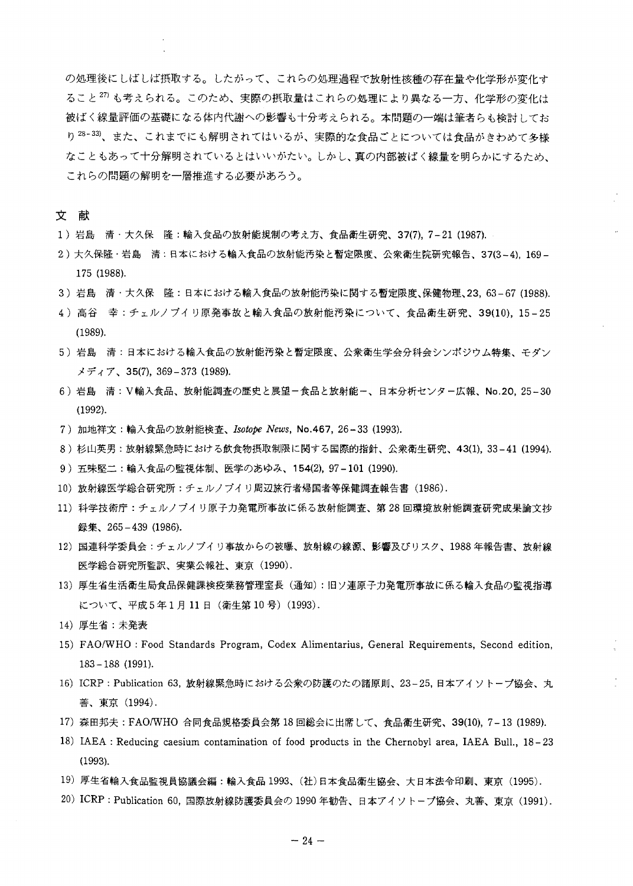の処理後にしばしば摂取する。したがって、これらの処理過程で放射性核種の存在量や化学形が変化すること[27]も考えられる。このため、実際の摂取量はこれらの処理により異なる一方、化学形の変化は被ばく線量評価の基礎になる体内代謝への影響も十分考えられる。本問題の一端は筆者らも検討しており[28-33]、また、これまでにも解明されてはいるが、実際的な食品ごとについては食品がきわめて多様なこともあって十分解明されているとはいいがたい。しかし、真の内部被ばく線量を明らかにするため、これらの問題の解明を一層推進する必要があろう。

## 文　献

1) 岩島　清・大久保　隆：輸入食品の放射能規制の考え方、食品衛生研究、37(7), 7-21 (1987).
2) 大久保隆・岩島　清：日本における輸入食品の放射能汚染と暫定限度、公衆衛生院研究報告、37(3-4), 169-175 (1988).
3) 岩島　清・大久保　隆：日本における輸入食品の放射能汚染に関する暫定限度、保健物理、23, 63-67 (1988).
4) 高谷　幸：チェルノブイリ原発事故と輸入食品の放射能汚染について、食品衛生研究、39(10), 15-25 (1989).
5) 岩島　清：日本における輸入食品の放射能汚染と暫定限度、公衆衛生学会分科会シンポジウム特集、モダンメディア、35(7), 369-373 (1989).
6) 岩島　清：V輸入食品、放射能調査の歴史と展望－食品と放射能－、日本分析センター広報、No.20, 25-30 (1992).
7) 加地祥文：輸入食品の放射能検査、*Isotope News*, No.467, 26-33 (1993).
8) 杉山英男：放射線緊急時における飲食物摂取制限に関する国際的指針、公衆衛生研究、43(1), 33-41 (1994).
9) 五味堅二：輸入食品の監視体制、医学のあゆみ、154(2), 97-101 (1990).
10) 放射線医学総合研究所：チェルノブイリ周辺旅行者帰国者等保健調査報告書 (1986).
11) 科学技術庁：チェルノブイリ原子力発電所事故に係る放射能調査、第28回環境放射能調査研究成果論文抄録集、265-439 (1986).
12) 国連科学委員会：チェルノブイリ事故からの被曝、放射線の線源、影響及びリスク、1988年報告書、放射線医学総合研究所監訳、実業公報社、東京 (1990).
13) 厚生省生活衛生局食品保健課検疫業務管理室長（通知）：旧ソ連原子力発電所事故に係る輸入食品の監視指導について、平成5年1月11日（衛生第10号）(1993).
14) 厚生省：未発表
15) FAO/WHO : Food Standards Program, Codex Alimentarius, General Requirements, Second edition, 183-188 (1991).
16) ICRP : Publication 63, 放射線緊急時における公衆の防護のたの諸原則、23-25, 日本アイソトープ協会、丸善、東京 (1994).
17) 森田邦夫：FAO/WHO 合同食品規格委員会第18回総会に出席して、食品衛生研究、39(10), 7-13 (1989).
18) IAEA : Reducing caesium contamination of food products in the Chernobyl area, IAEA Bull., 18-23 (1993).
19) 厚生省輸入食品監視員協議会編：輸入食品1993、(社)日本食品衛生協会、大日本法令印刷、東京 (1995).
20) ICRP : Publication 60, 国際放射線防護委員会の1990年勧告、日本アイソトープ協会、丸善、東京 (1991).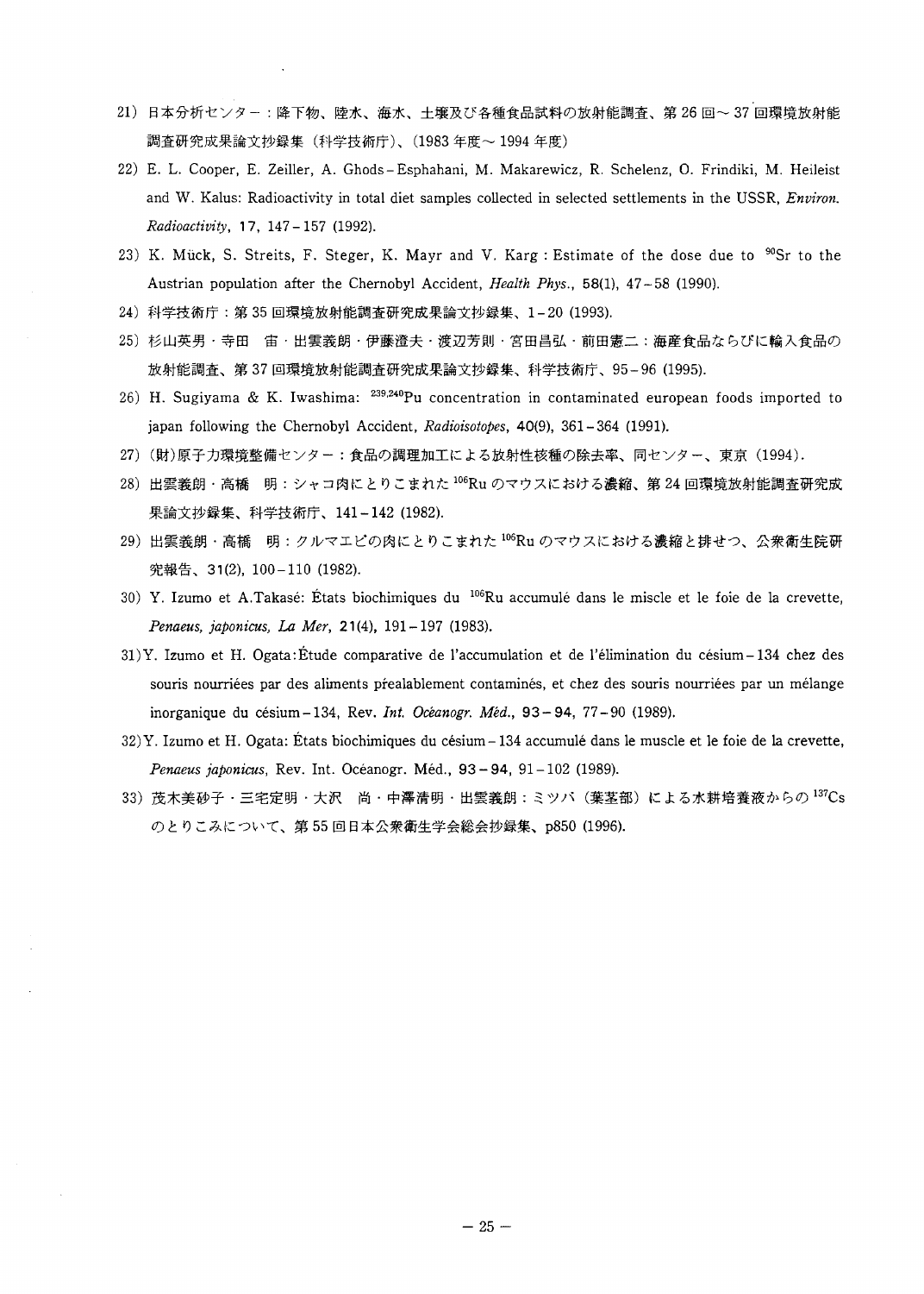21) 日本分析センター：降下物、陸水、海水、土壌及び各種食品試料の放射能調査、第26回～37回環境放射能調査研究成果論文抄録集（科学技術庁）、(1983年度～1994年度)

22) E. L. Cooper, E. Zeiller, A. Ghods-Esphahani, M. Makarewicz, R. Schelenz, O. Frindiki, M. Heileist and W. Kalus: Radioactivity in total diet samples collected in selected settlements in the USSR, *Environ. Radioactivity*, **17**, 147-157 (1992).

23) K. Mück, S. Streits, F. Steger, K. Mayr and V. Karg : Estimate of the dose due to $^{90}$Sr to the Austrian population after the Chernobyl Accident, *Health Phys.*, **58**(1), 47-58 (1990).

24) 科学技術庁：第35回環境放射能調査研究成果論文抄録集、1-20 (1993).

25) 杉山英男・寺田　宙・出雲義朗・伊藤澄夫・渡辺芳則・宮田昌弘・前田憲二：海産食品ならびに輸入食品の放射能調査、第37回環境放射能調査研究成果論文抄録集、科学技術庁、95-96 (1995).

26) H. Sugiyama & K. Iwashima: $^{239,240}$Pu concentration in contaminated european foods imported to japan following the Chernobyl Accident, *Radioisotopes*, **40**(9), 361-364 (1991).

27) (財)原子力環境整備センター：食品の調理加工による放射性核種の除去率、同センター、東京 (1994).

28) 出雲義朗・高橋　明：シャコ肉にとりこまれた $^{106}$Ru のマウスにおける濃縮、第24回環境放射能調査研究成果論文抄録集、科学技術庁、141-142 (1982).

29) 出雲義朗・高橋　明：クルマエビの肉にとりこまれた $^{106}$Ru のマウスにおける濃縮と排せつ、公衆衛生院研究報告、31(2), 100-110 (1982).

30) Y. Izumo et A.Takasé: États biochimiques du $^{106}$Ru accumulé dans le miscle et le foie de la crevette, *Penaeus, japonicus, La Mer*, **21**(4), 191-197 (1983).

31) Y. Izumo et H. Ogata: Étude comparative de l'accumulation et de l'élimination du césium-134 chez des souris nourriées par des aliments pṕealablement contaminés, et chez des souris nourriées par un mélange inorganique du césium-134, Rev. *Int. Océanogr. Méd.*, **93-94**, 77-90 (1989).

32) Y. Izumo et H. Ogata: États biochimiques du césium-134 accumulé dans le muscle et le foie de la crevette, *Penaeus japonicus*, Rev. Int. Océanogr. Méd., **93-94**, 91-102 (1989).

33) 茂木美砂子・三宅定明・大沢　尚・中澤清明・出雲義朗：ミツバ（葉茎部）による水耕培養液からの $^{137}$Cs のとりこみについて、第55回日本公衆衛生学会総会抄録集、p850 (1996).